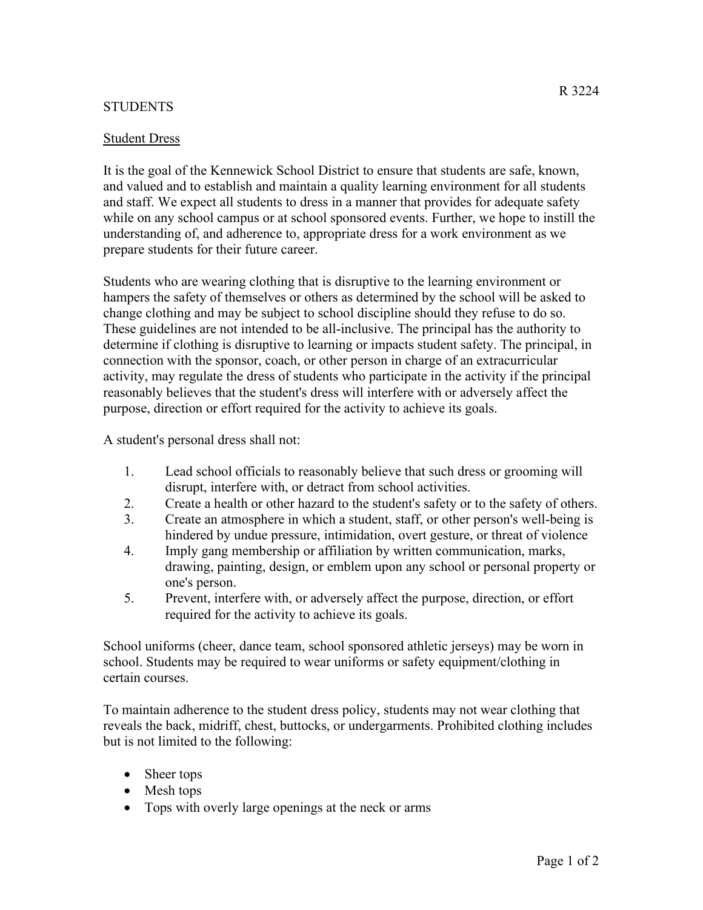R 3224

STUDENTS

## Student Dress

It is the goal of the Kennewick School District to ensure that students are safe, known, and valued and to establish and maintain a quality learning environment for all students and staff. We expect all students to dress in a manner that provides for adequate safety while on any school campus or at school sponsored events. Further, we hope to instill the understanding of, and adherence to, appropriate dress for a work environment as we prepare students for their future career.

Students who are wearing clothing that is disruptive to the learning environment or hampers the safety of themselves or others as determined by the school will be asked to change clothing and may be subject to school discipline should they refuse to do so. These guidelines are not intended to be all-inclusive. The principal has the authority to determine if clothing is disruptive to learning or impacts student safety. The principal, in connection with the sponsor, coach, or other person in charge of an extracurricular activity, may regulate the dress of students who participate in the activity if the principal reasonably believes that the student's dress will interfere with or adversely affect the purpose, direction or effort required for the activity to achieve its goals.

A student's personal dress shall not:

1. Lead school officials to reasonably believe that such dress or grooming will disrupt, interfere with, or detract from school activities.
2. Create a health or other hazard to the student's safety or to the safety of others.
3. Create an atmosphere in which a student, staff, or other person's well-being is hindered by undue pressure, intimidation, overt gesture, or threat of violence
4. Imply gang membership or affiliation by written communication, marks, drawing, painting, design, or emblem upon any school or personal property or one's person.
5. Prevent, interfere with, or adversely affect the purpose, direction, or effort required for the activity to achieve its goals.

School uniforms (cheer, dance team, school sponsored athletic jerseys) may be worn in school. Students may be required to wear uniforms or safety equipment/clothing in certain courses.

To maintain adherence to the student dress policy, students may not wear clothing that reveals the back, midriff, chest, buttocks, or undergarments. Prohibited clothing includes but is not limited to the following:

- Sheer tops
- Mesh tops
- Tops with overly large openings at the neck or arms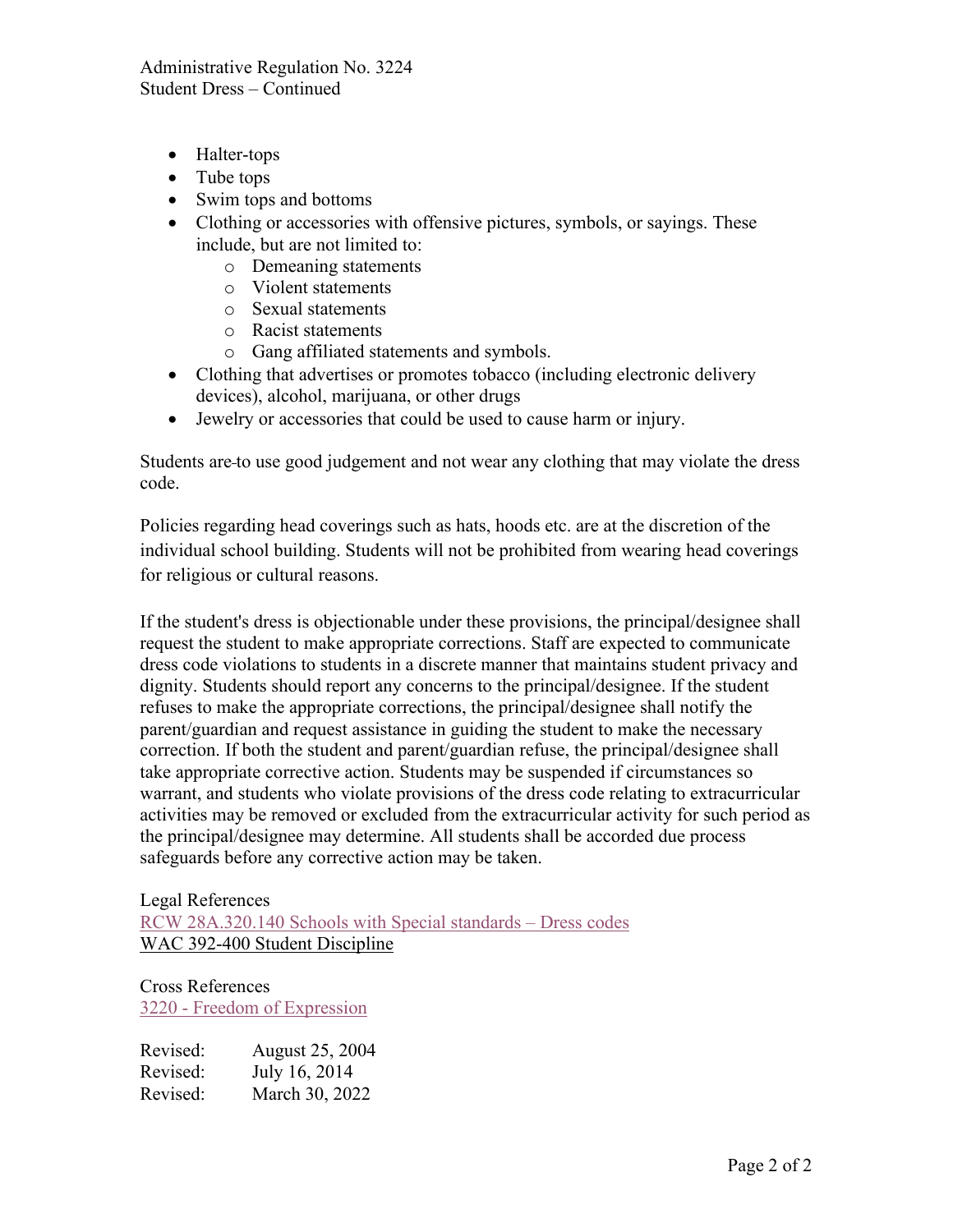- Halter-tops
- Tube tops
- Swim tops and bottoms
- Clothing or accessories with offensive pictures, symbols, or sayings. These include, but are not limited to:
  - Demeaning statements
  - Violent statements
  - Sexual statements
  - Racist statements
  - Gang affiliated statements and symbols.
- Clothing that advertises or promotes tobacco (including electronic delivery devices), alcohol, marijuana, or other drugs
- Jewelry or accessories that could be used to cause harm or injury.

Students are to use good judgement and not wear any clothing that may violate the dress code.

Policies regarding head coverings such as hats, hoods etc. are at the discretion of the individual school building. Students will not be prohibited from wearing head coverings for religious or cultural reasons.

If the student's dress is objectionable under these provisions, the principal/designee shall request the student to make appropriate corrections. Staff are expected to communicate dress code violations to students in a discrete manner that maintains student privacy and dignity. Students should report any concerns to the principal/designee. If the student refuses to make the appropriate corrections, the principal/designee shall notify the parent/guardian and request assistance in guiding the student to make the necessary correction. If both the student and parent/guardian refuse, the principal/designee shall take appropriate corrective action. Students may be suspended if circumstances so warrant, and students who violate provisions of the dress code relating to extracurricular activities may be removed or excluded from the extracurricular activity for such period as the principal/designee may determine. All students shall be accorded due process safeguards before any corrective action may be taken.

Legal References
RCW 28A.320.140 Schools with Special standards – Dress codes
WAC 392-400 Student Discipline

Cross References
3220 - Freedom of Expression

| | |
|---|---|
| Revised: | August 25, 2004 |
| Revised: | July 16, 2014 |
| Revised: | March 30, 2022 |